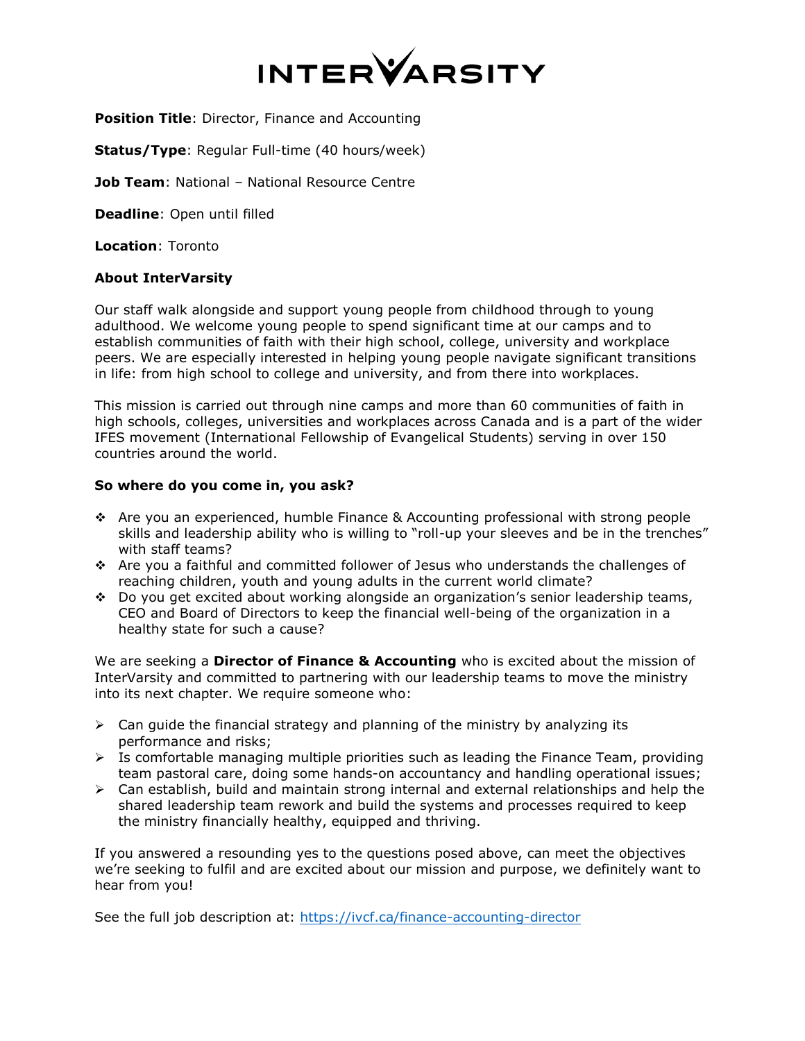# INTERVARSITY

**Position Title**: Director, Finance and Accounting

**Status/Type**: Regular Full-time (40 hours/week)

**Job Team**: National – National Resource Centre

**Deadline**: Open until filled

**Location**: Toronto

**About InterVarsity**

Our staff walk alongside and support young people from childhood through to young adulthood. We welcome young people to spend significant time at our camps and to establish communities of faith with their high school, college, university and workplace peers. We are especially interested in helping young people navigate significant transitions in life: from high school to college and university, and from there into workplaces.

This mission is carried out through nine camps and more than 60 communities of faith in high schools, colleges, universities and workplaces across Canada and is a part of the wider IFES movement (International Fellowship of Evangelical Students) serving in over 150 countries around the world.

**So where do you come in, you ask?**

- Are you an experienced, humble Finance & Accounting professional with strong people skills and leadership ability who is willing to "roll-up your sleeves and be in the trenches" with staff teams?
- Are you a faithful and committed follower of Jesus who understands the challenges of reaching children, youth and young adults in the current world climate?
- Do you get excited about working alongside an organization's senior leadership teams, CEO and Board of Directors to keep the financial well-being of the organization in a healthy state for such a cause?

We are seeking a **Director of Finance & Accounting** who is excited about the mission of InterVarsity and committed to partnering with our leadership teams to move the ministry into its next chapter. We require someone who:

- Can guide the financial strategy and planning of the ministry by analyzing its performance and risks;
- Is comfortable managing multiple priorities such as leading the Finance Team, providing team pastoral care, doing some hands-on accountancy and handling operational issues;
- Can establish, build and maintain strong internal and external relationships and help the shared leadership team rework and build the systems and processes required to keep the ministry financially healthy, equipped and thriving.

If you answered a resounding yes to the questions posed above, can meet the objectives we're seeking to fulfil and are excited about our mission and purpose, we definitely want to hear from you!

See the full job description at: https://ivcf.ca/finance-accounting-director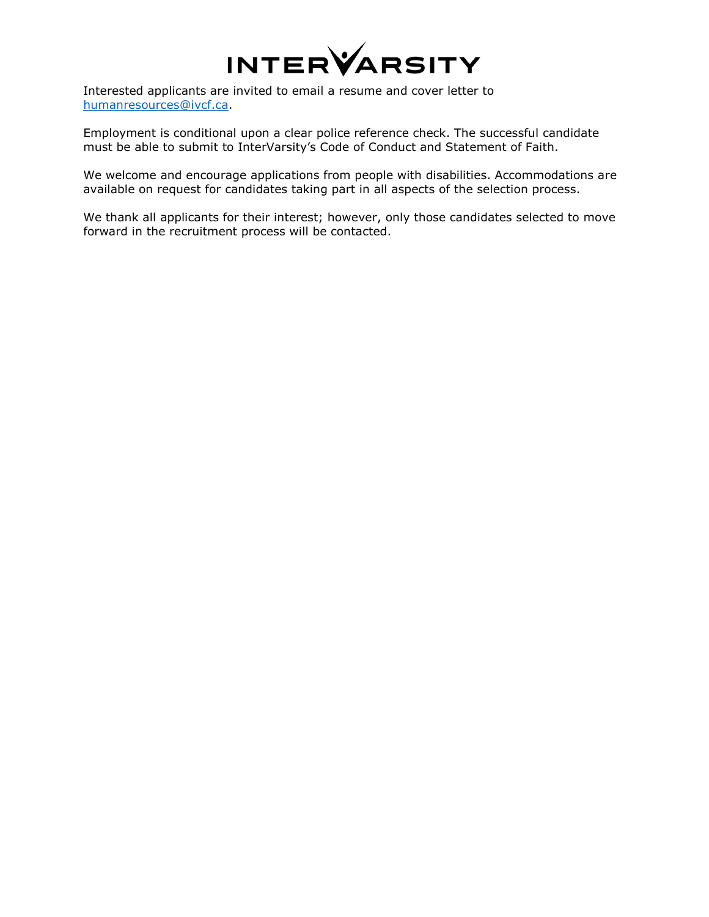Interested applicants are invited to email a resume and cover letter to humanresources@ivcf.ca.

Employment is conditional upon a clear police reference check. The successful candidate must be able to submit to InterVarsity's Code of Conduct and Statement of Faith.

We welcome and encourage applications from people with disabilities. Accommodations are available on request for candidates taking part in all aspects of the selection process.

We thank all applicants for their interest; however, only those candidates selected to move forward in the recruitment process will be contacted.